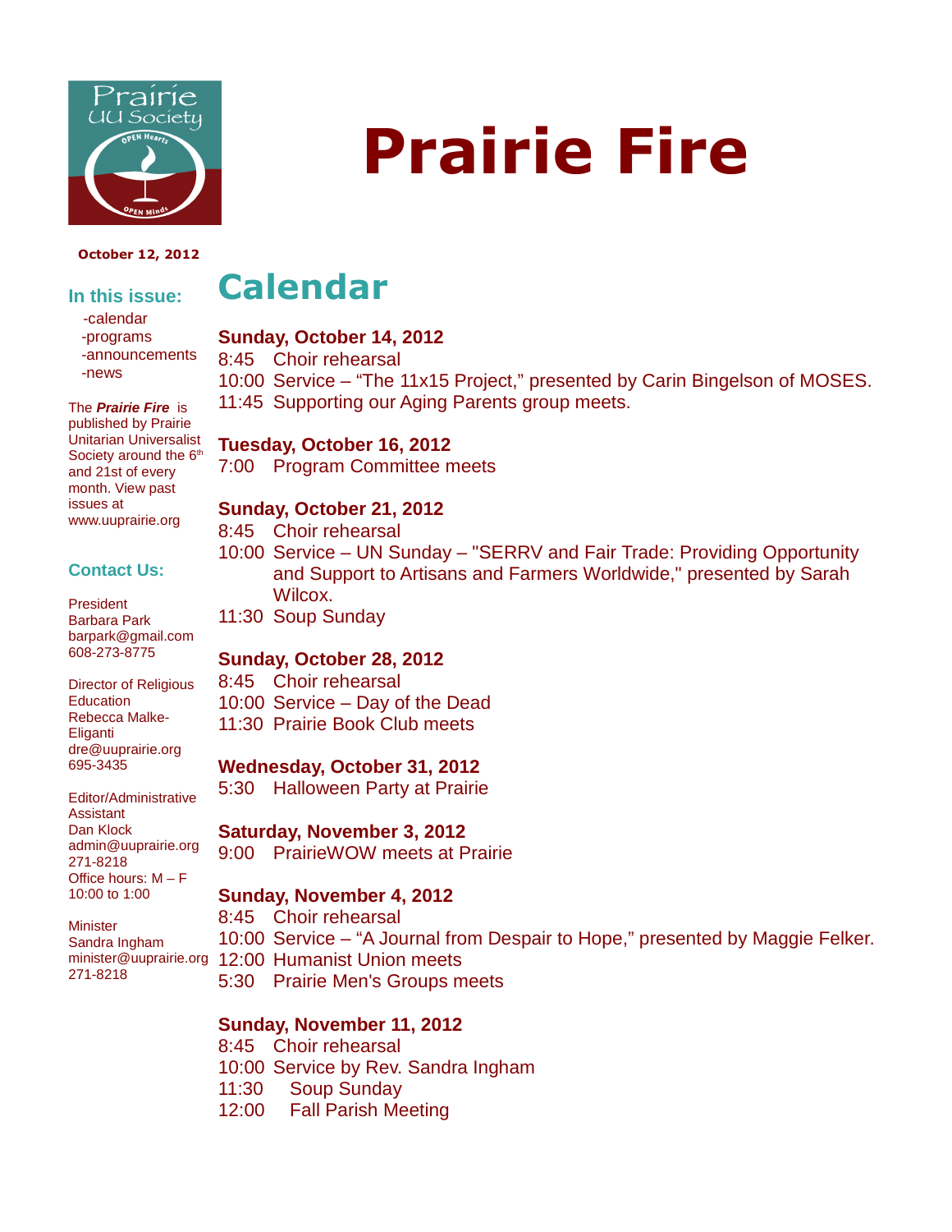# Prairie Fire

**October 12, 2012**

### In this issue:

- -calendar
- -programs
- -announcements
- -news

The ***Prairie Fire*** is published by Prairie Unitarian Universalist Society around the 6th and 21st of every month. View past issues at www.uuprairie.org

### Contact Us:

President
Barbara Park
barpark@gmail.com
608-273-8775

Director of Religious Education
Rebecca Malke-Eliganti
dre@uuprairie.org
695-3435

Editor/Administrative Assistant
Dan Klock
admin@uuprairie.org
271-8218
Office hours: M – F 10:00 to 1:00

Minister
Sandra Ingham
minister@uuprairie.org
271-8218

# Calendar

**Sunday, October 14, 2012**
8:45 Choir rehearsal
10:00 Service – "The 11x15 Project," presented by Carin Bingelson of MOSES.
11:45 Supporting our Aging Parents group meets.

**Tuesday, October 16, 2012**
7:00 Program Committee meets

**Sunday, October 21, 2012**
8:45 Choir rehearsal
10:00 Service – UN Sunday – "SERRV and Fair Trade: Providing Opportunity and Support to Artisans and Farmers Worldwide," presented by Sarah Wilcox.
11:30 Soup Sunday

**Sunday, October 28, 2012**
8:45 Choir rehearsal
10:00 Service – Day of the Dead
11:30 Prairie Book Club meets

**Wednesday, October 31, 2012**
5:30 Halloween Party at Prairie

**Saturday, November 3, 2012**
9:00 PrairieWOW meets at Prairie

**Sunday, November 4, 2012**
8:45 Choir rehearsal
10:00 Service – "A Journal from Despair to Hope," presented by Maggie Felker.
12:00 Humanist Union meets
5:30 Prairie Men's Groups meets

**Sunday, November 11, 2012**
8:45 Choir rehearsal
10:00 Service by Rev. Sandra Ingham
11:30 Soup Sunday
12:00 Fall Parish Meeting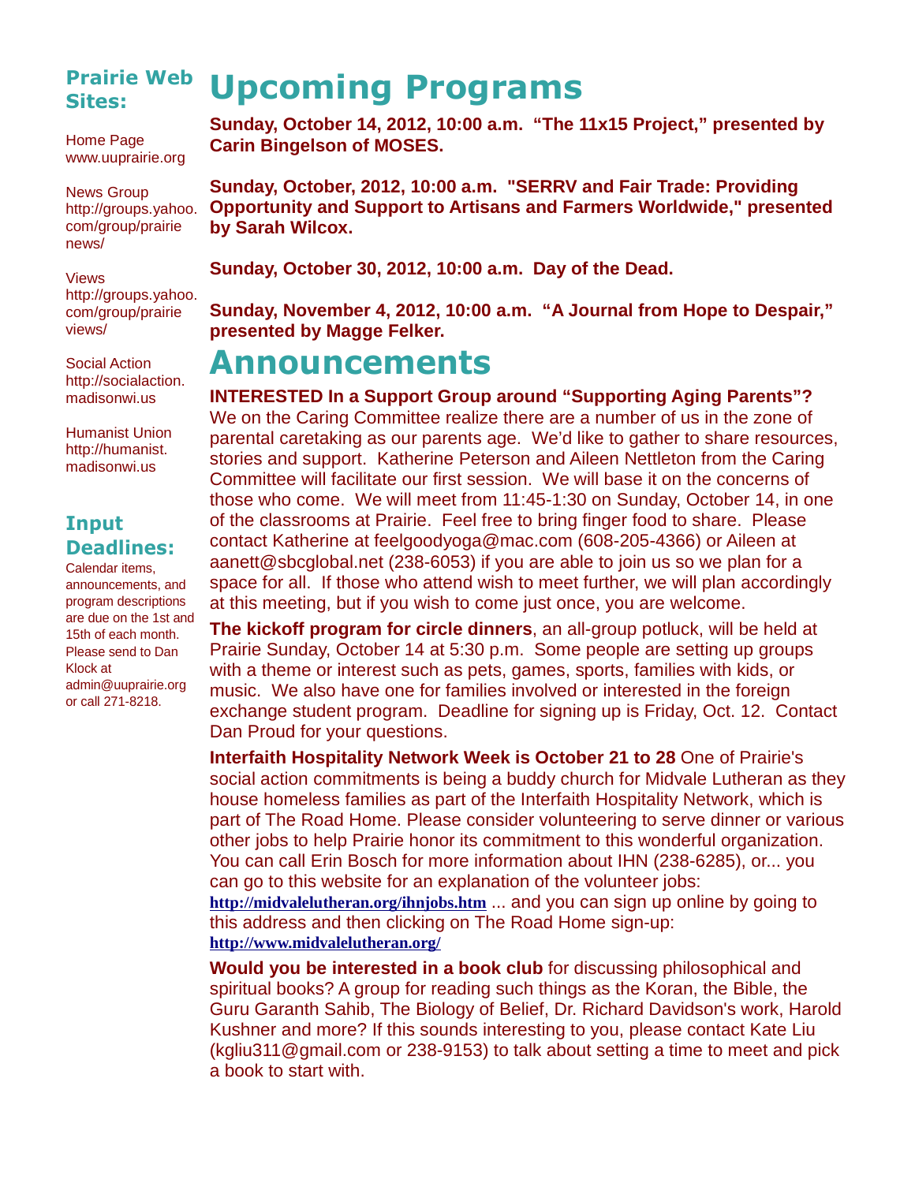## Prairie Web Sites:

Home Page
www.uuprairie.org

News Group
http://groups.yahoo.com/group/prairienews/

Views
http://groups.yahoo.com/group/prairieviews/

Social Action
http://socialaction.madisonwi.us

Humanist Union
http://humanist.madisonwi.us

## Input Deadlines:

Calendar items, announcements, and program descriptions are due on the 1st and 15th of each month. Please send to Dan Klock at admin@uuprairie.org or call 271-8218.

# Upcoming Programs

**Sunday, October 14, 2012, 10:00 a.m. "The 11x15 Project," presented by Carin Bingelson of MOSES.**

**Sunday, October, 2012, 10:00 a.m. "SERRV and Fair Trade: Providing Opportunity and Support to Artisans and Farmers Worldwide," presented by Sarah Wilcox.**

**Sunday, October 30, 2012, 10:00 a.m. Day of the Dead.**

**Sunday, November 4, 2012, 10:00 a.m. "A Journal from Hope to Despair," presented by Magge Felker.**

# Announcements

**INTERESTED In a Support Group around "Supporting Aging Parents"?** We on the Caring Committee realize there are a number of us in the zone of parental caretaking as our parents age. We'd like to gather to share resources, stories and support. Katherine Peterson and Aileen Nettleton from the Caring Committee will facilitate our first session. We will base it on the concerns of those who come. We will meet from 11:45-1:30 on Sunday, October 14, in one of the classrooms at Prairie. Feel free to bring finger food to share. Please contact Katherine at feelgoodyoga@mac.com (608-205-4366) or Aileen at aanett@sbcglobal.net (238-6053) if you are able to join us so we plan for a space for all. If those who attend wish to meet further, we will plan accordingly at this meeting, but if you wish to come just once, you are welcome.

**The kickoff program for circle dinners**, an all-group potluck, will be held at Prairie Sunday, October 14 at 5:30 p.m. Some people are setting up groups with a theme or interest such as pets, games, sports, families with kids, or music. We also have one for families involved or interested in the foreign exchange student program. Deadline for signing up is Friday, Oct. 12. Contact Dan Proud for your questions.

**Interfaith Hospitality Network Week is October 21 to 28** One of Prairie's social action commitments is being a buddy church for Midvale Lutheran as they house homeless families as part of the Interfaith Hospitality Network, which is part of The Road Home. Please consider volunteering to serve dinner or various other jobs to help Prairie honor its commitment to this wonderful organization. You can call Erin Bosch for more information about IHN (238-6285), or... you can go to this website for an explanation of the volunteer jobs: **http://midvalelutheran.org/ihnjobs.htm** ... and you can sign up online by going to this address and then clicking on The Road Home sign-up: **http://www.midvalelutheran.org/**

**Would you be interested in a book club** for discussing philosophical and spiritual books? A group for reading such things as the Koran, the Bible, the Guru Garanth Sahib, The Biology of Belief, Dr. Richard Davidson's work, Harold Kushner and more? If this sounds interesting to you, please contact Kate Liu (kgliu311@gmail.com or 238-9153) to talk about setting a time to meet and pick a book to start with.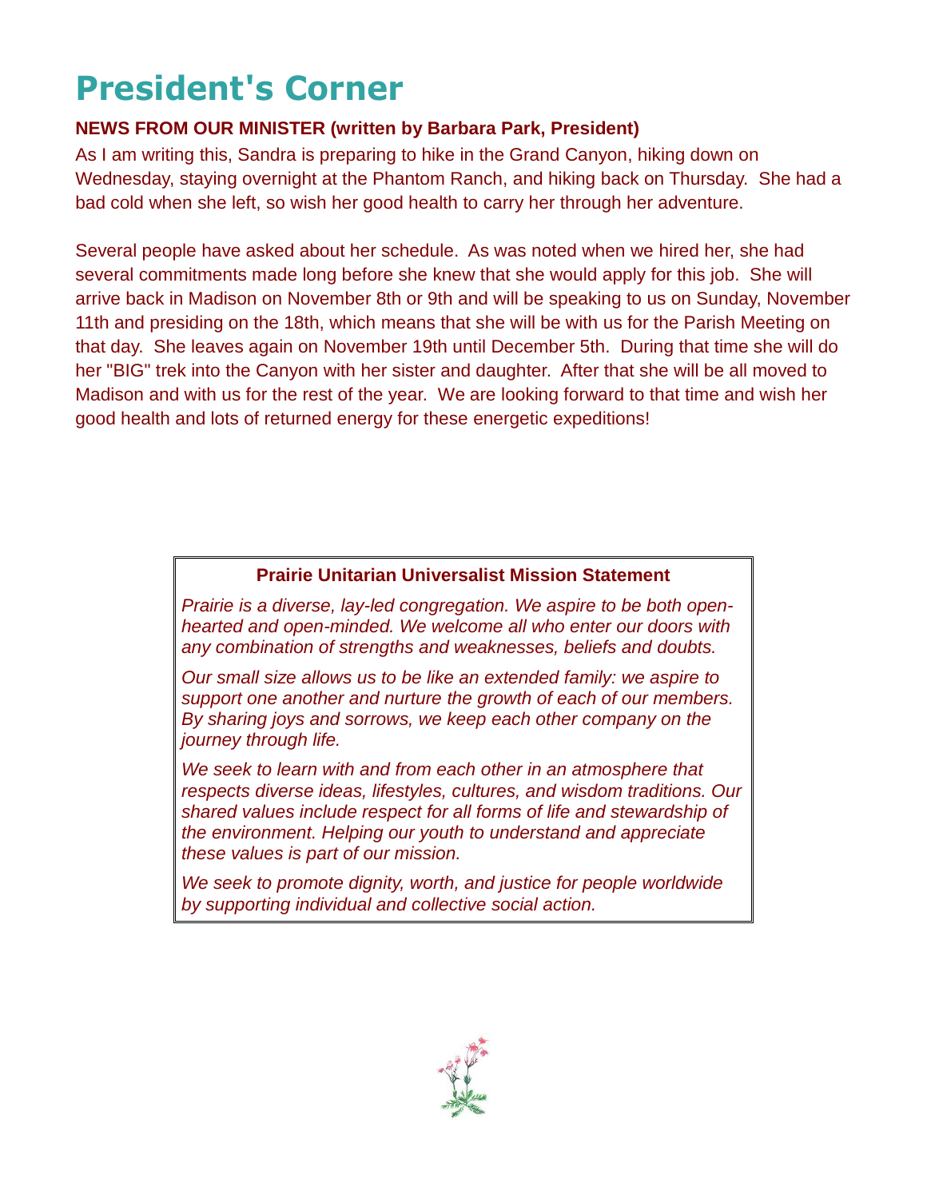# President's Corner

**NEWS FROM OUR MINISTER (written by Barbara Park, President)**

As I am writing this, Sandra is preparing to hike in the Grand Canyon, hiking down on Wednesday, staying overnight at the Phantom Ranch, and hiking back on Thursday. She had a bad cold when she left, so wish her good health to carry her through her adventure.

Several people have asked about her schedule. As was noted when we hired her, she had several commitments made long before she knew that she would apply for this job. She will arrive back in Madison on November 8th or 9th and will be speaking to us on Sunday, November 11th and presiding on the 18th, which means that she will be with us for the Parish Meeting on that day. She leaves again on November 19th until December 5th. During that time she will do her "BIG" trek into the Canyon with her sister and daughter. After that she will be all moved to Madison and with us for the rest of the year. We are looking forward to that time and wish her good health and lots of returned energy for these energetic expeditions!

**Prairie Unitarian Universalist Mission Statement**

*Prairie is a diverse, lay-led congregation. We aspire to be both open-hearted and open-minded. We welcome all who enter our doors with any combination of strengths and weaknesses, beliefs and doubts.*

*Our small size allows us to be like an extended family: we aspire to support one another and nurture the growth of each of our members. By sharing joys and sorrows, we keep each other company on the journey through life.*

*We seek to learn with and from each other in an atmosphere that respects diverse ideas, lifestyles, cultures, and wisdom traditions. Our shared values include respect for all forms of life and stewardship of the environment. Helping our youth to understand and appreciate these values is part of our mission.*

*We seek to promote dignity, worth, and justice for people worldwide by supporting individual and collective social action.*